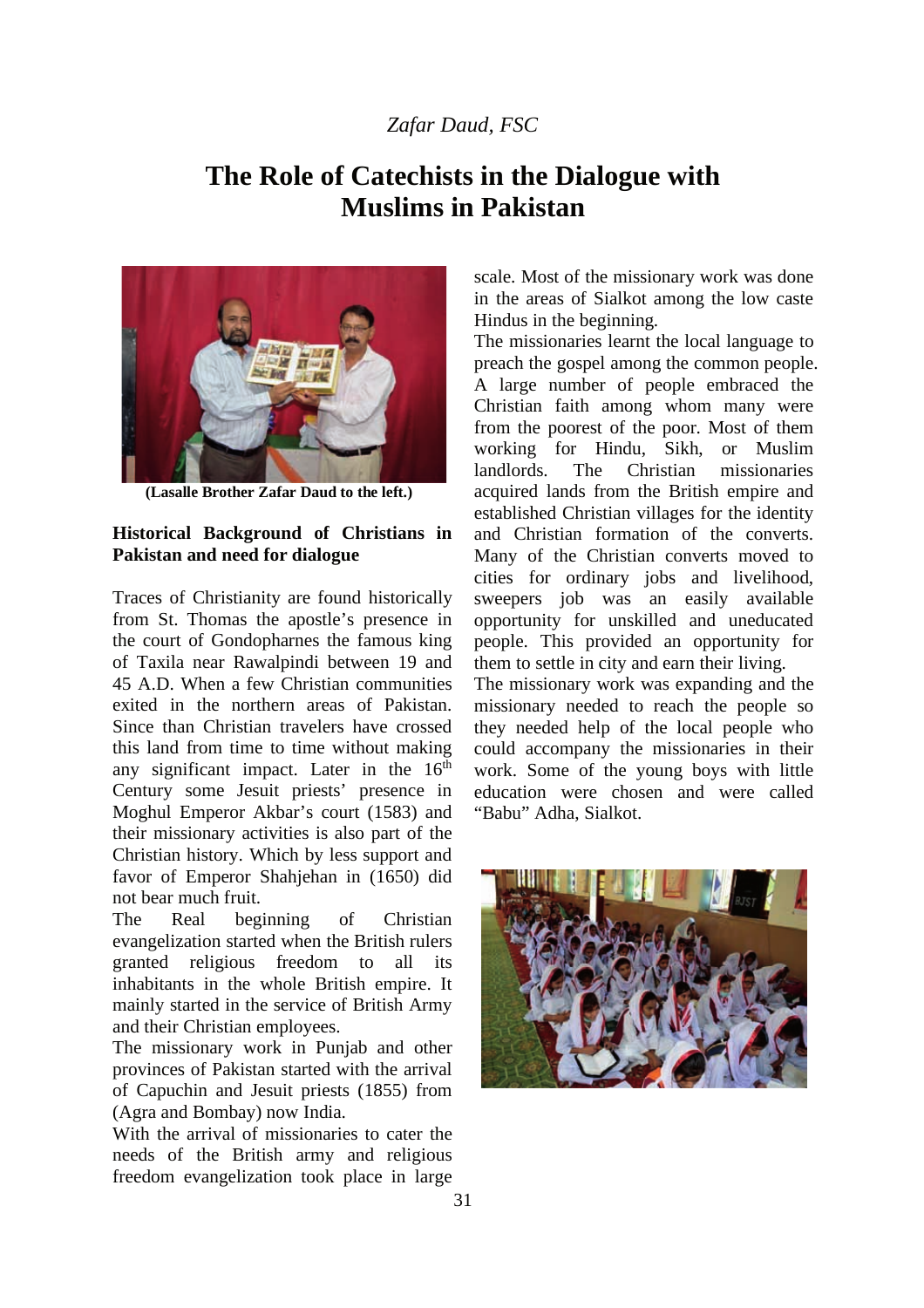*Zafar Daud, FSC*

# The Role of Catechists in the Dialogue with Muslims in Pakistan

**(Lasalle Brother Zafar Daud to the left.)**

## Historical Background of Christians in Pakistan and need for dialogue

Traces of Christianity are found historically from St. Thomas the apostle's presence in the court of Gondopharnes the famous king of Taxila near Rawalpindi between 19 and 45 A.D. When a few Christian communities exited in the northern areas of Pakistan. Since than Christian travelers have crossed this land from time to time without making any significant impact. Later in the 16th Century some Jesuit priests' presence in Moghul Emperor Akbar's court (1583) and their missionary activities is also part of the Christian history. Which by less support and favor of Emperor Shahjehan in (1650) did not bear much fruit.

The Real beginning of Christian evangelization started when the British rulers granted religious freedom to all its inhabitants in the whole British empire. It mainly started in the service of British Army and their Christian employees.

The missionary work in Punjab and other provinces of Pakistan started with the arrival of Capuchin and Jesuit priests (1855) from (Agra and Bombay) now India.

With the arrival of missionaries to cater the needs of the British army and religious freedom evangelization took place in large scale. Most of the missionary work was done in the areas of Sialkot among the low caste Hindus in the beginning.

The missionaries learnt the local language to preach the gospel among the common people. A large number of people embraced the Christian faith among whom many were from the poorest of the poor. Most of them working for Hindu, Sikh, or Muslim landlords. The Christian missionaries acquired lands from the British empire and established Christian villages for the identity and Christian formation of the converts. Many of the Christian converts moved to cities for ordinary jobs and livelihood, sweepers job was an easily available opportunity for unskilled and uneducated people. This provided an opportunity for them to settle in city and earn their living.

The missionary work was expanding and the missionary needed to reach the people so they needed help of the local people who could accompany the missionaries in their work. Some of the young boys with little education were chosen and were called "Babu" Adha, Sialkot.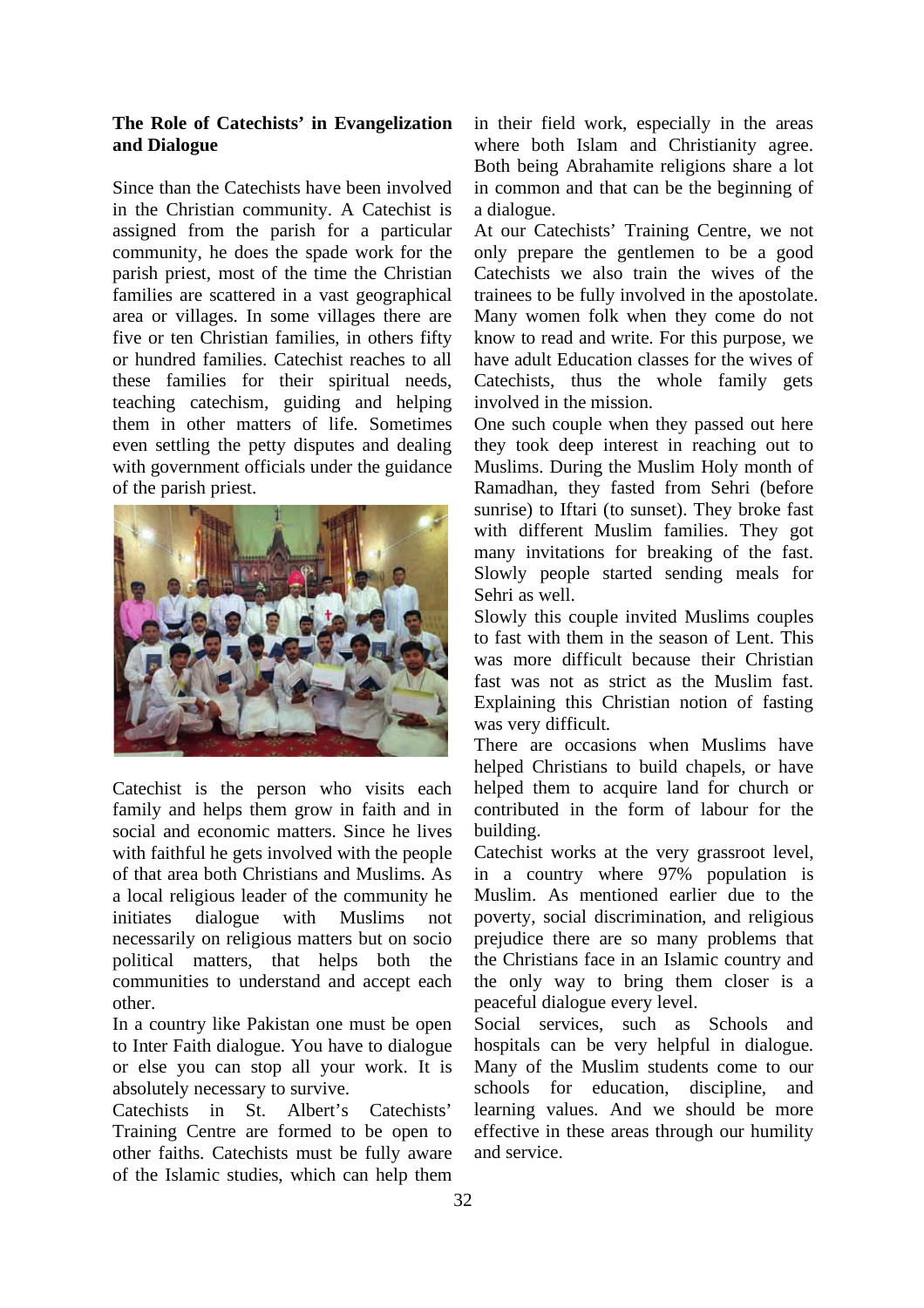**The Role of Catechists' in Evangelization and Dialogue**

Since than the Catechists have been involved in the Christian community. A Catechist is assigned from the parish for a particular community, he does the spade work for the parish priest, most of the time the Christian families are scattered in a vast geographical area or villages. In some villages there are five or ten Christian families, in others fifty or hundred families. Catechist reaches to all these families for their spiritual needs, teaching catechism, guiding and helping them in other matters of life. Sometimes even settling the petty disputes and dealing with government officials under the guidance of the parish priest.

Catechist is the person who visits each family and helps them grow in faith and in social and economic matters. Since he lives with faithful he gets involved with the people of that area both Christians and Muslims. As a local religious leader of the community he initiates dialogue with Muslims not necessarily on religious matters but on socio political matters, that helps both the communities to understand and accept each other.

In a country like Pakistan one must be open to Inter Faith dialogue. You have to dialogue or else you can stop all your work. It is absolutely necessary to survive.

Catechists in St. Albert's Catechists' Training Centre are formed to be open to other faiths. Catechists must be fully aware of the Islamic studies, which can help them in their field work, especially in the areas where both Islam and Christianity agree. Both being Abrahamite religions share a lot in common and that can be the beginning of a dialogue.

At our Catechists' Training Centre, we not only prepare the gentlemen to be a good Catechists we also train the wives of the trainees to be fully involved in the apostolate. Many women folk when they come do not know to read and write. For this purpose, we have adult Education classes for the wives of Catechists, thus the whole family gets involved in the mission.

One such couple when they passed out here they took deep interest in reaching out to Muslims. During the Muslim Holy month of Ramadhan, they fasted from Sehri (before sunrise) to Iftari (to sunset). They broke fast with different Muslim families. They got many invitations for breaking of the fast. Slowly people started sending meals for Sehri as well.

Slowly this couple invited Muslims couples to fast with them in the season of Lent. This was more difficult because their Christian fast was not as strict as the Muslim fast. Explaining this Christian notion of fasting was very difficult.

There are occasions when Muslims have helped Christians to build chapels, or have helped them to acquire land for church or contributed in the form of labour for the building.

Catechist works at the very grassroot level, in a country where 97% population is Muslim. As mentioned earlier due to the poverty, social discrimination, and religious prejudice there are so many problems that the Christians face in an Islamic country and the only way to bring them closer is a peaceful dialogue every level.

Social services, such as Schools and hospitals can be very helpful in dialogue. Many of the Muslim students come to our schools for education, discipline, and learning values. And we should be more effective in these areas through our humility and service.